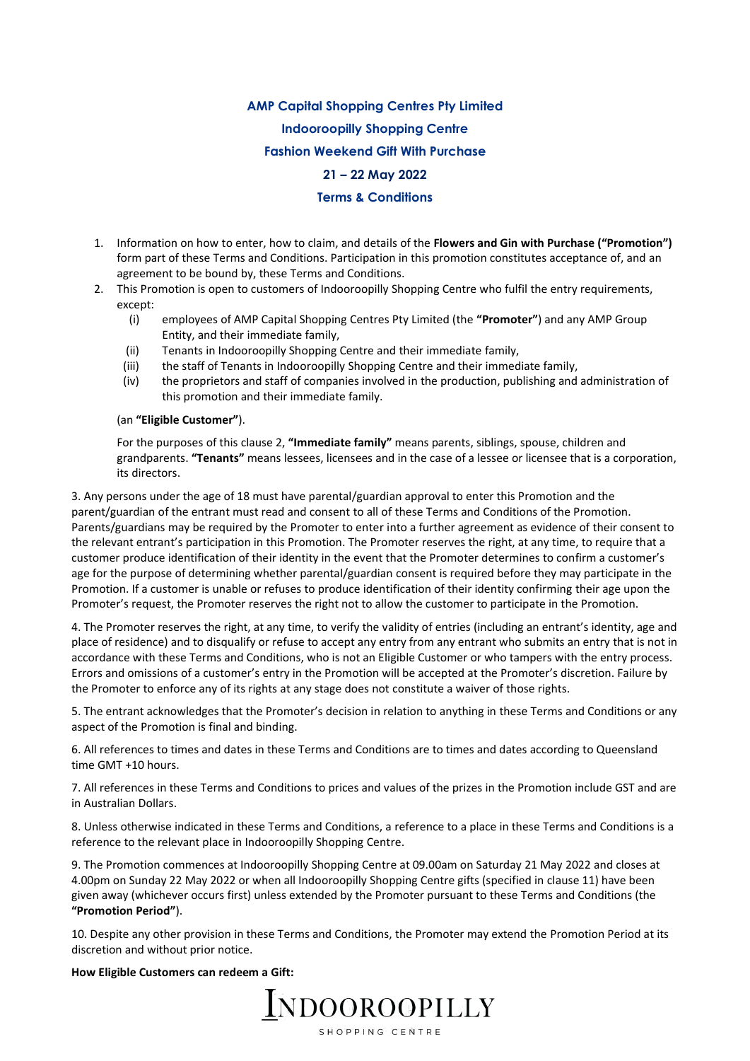# AMP Capital Shopping Centres Pty Limited

## Indooroopilly Shopping Centre

## Fashion Weekend Gift With Purchase

## 21 – 22 May 2022

## Terms & Conditions

1. Information on how to enter, how to claim, and details of the **Flowers and Gin with Purchase ("Promotion")** form part of these Terms and Conditions. Participation in this promotion constitutes acceptance of, and an agreement to be bound by, these Terms and Conditions.
2. This Promotion is open to customers of Indooroopilly Shopping Centre who fulfil the entry requirements, except:
   (i) employees of AMP Capital Shopping Centres Pty Limited (the **"Promoter"**) and any AMP Group Entity, and their immediate family,
   (ii) Tenants in Indooroopilly Shopping Centre and their immediate family,
   (iii) the staff of Tenants in Indooroopilly Shopping Centre and their immediate family,
   (iv) the proprietors and staff of companies involved in the production, publishing and administration of this promotion and their immediate family.

   (an **"Eligible Customer"**).

   For the purposes of this clause 2, **"Immediate family"** means parents, siblings, spouse, children and grandparents. **"Tenants"** means lessees, licensees and in the case of a lessee or licensee that is a corporation, its directors.

3. Any persons under the age of 18 must have parental/guardian approval to enter this Promotion and the parent/guardian of the entrant must read and consent to all of these Terms and Conditions of the Promotion. Parents/guardians may be required by the Promoter to enter into a further agreement as evidence of their consent to the relevant entrant's participation in this Promotion. The Promoter reserves the right, at any time, to require that a customer produce identification of their identity in the event that the Promoter determines to confirm a customer's age for the purpose of determining whether parental/guardian consent is required before they may participate in the Promotion. If a customer is unable or refuses to produce identification of their identity confirming their age upon the Promoter's request, the Promoter reserves the right not to allow the customer to participate in the Promotion.

4. The Promoter reserves the right, at any time, to verify the validity of entries (including an entrant's identity, age and place of residence) and to disqualify or refuse to accept any entry from any entrant who submits an entry that is not in accordance with these Terms and Conditions, who is not an Eligible Customer or who tampers with the entry process. Errors and omissions of a customer's entry in the Promotion will be accepted at the Promoter's discretion. Failure by the Promoter to enforce any of its rights at any stage does not constitute a waiver of those rights.

5. The entrant acknowledges that the Promoter's decision in relation to anything in these Terms and Conditions or any aspect of the Promotion is final and binding.

6. All references to times and dates in these Terms and Conditions are to times and dates according to Queensland time GMT +10 hours.

7. All references in these Terms and Conditions to prices and values of the prizes in the Promotion include GST and are in Australian Dollars.

8. Unless otherwise indicated in these Terms and Conditions, a reference to a place in these Terms and Conditions is a reference to the relevant place in Indooroopilly Shopping Centre.

9. The Promotion commences at Indooroopilly Shopping Centre at 09.00am on Saturday 21 May 2022 and closes at 4.00pm on Sunday 22 May 2022 or when all Indooroopilly Shopping Centre gifts (specified in clause 11) have been given away (whichever occurs first) unless extended by the Promoter pursuant to these Terms and Conditions (the **"Promotion Period"**).

10. Despite any other provision in these Terms and Conditions, the Promoter may extend the Promotion Period at its discretion and without prior notice.

**How Eligible Customers can redeem a Gift:**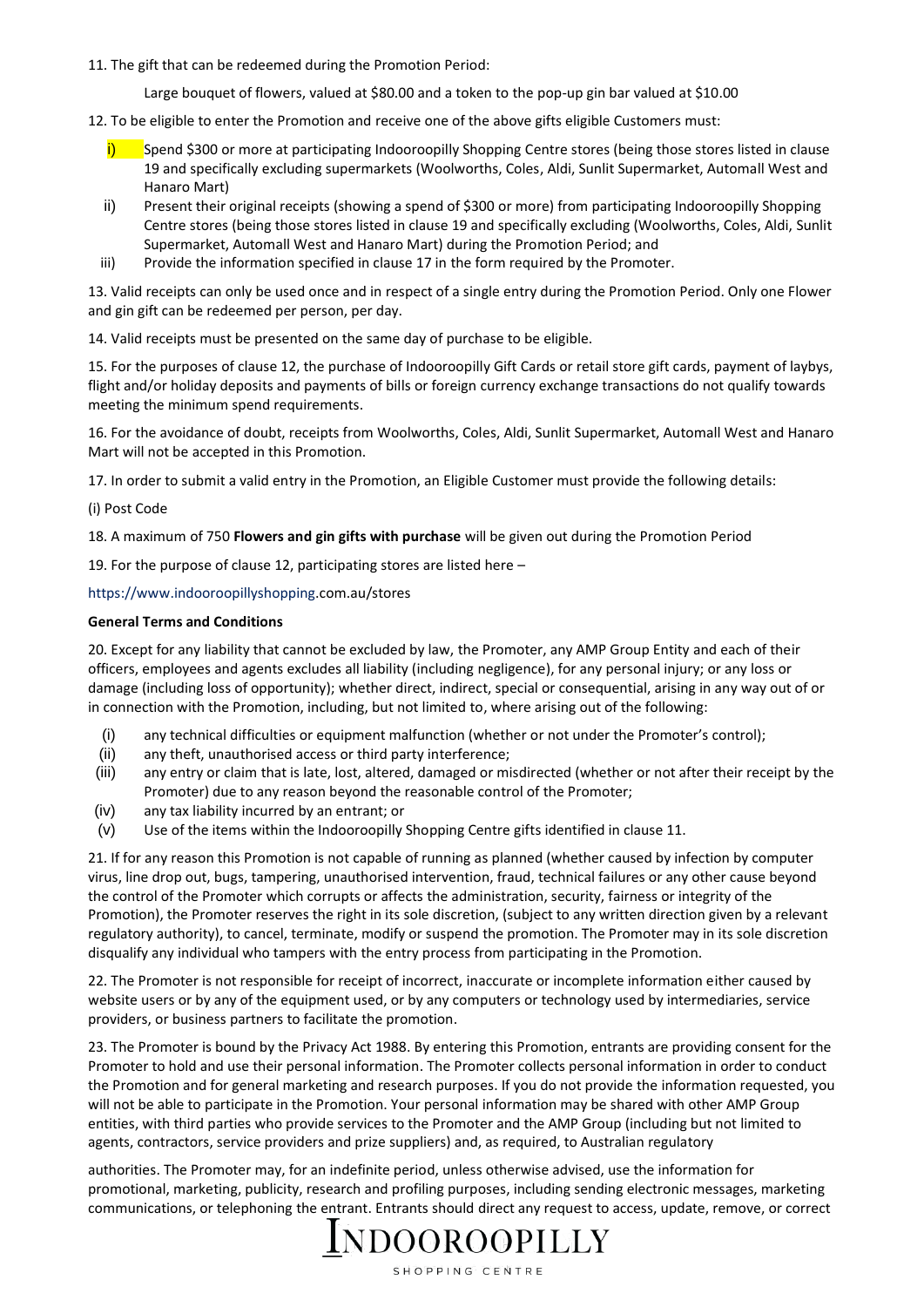11. The gift that can be redeemed during the Promotion Period:

Large bouquet of flowers, valued at $80.00 and a token to the pop-up gin bar valued at $10.00

12. To be eligible to enter the Promotion and receive one of the above gifts eligible Customers must:

   i) Spend $300 or more at participating Indooroopilly Shopping Centre stores (being those stores listed in clause 19 and specifically excluding supermarkets (Woolworths, Coles, Aldi, Sunlit Supermarket, Automall West and Hanaro Mart)
   ii) Present their original receipts (showing a spend of $300 or more) from participating Indooroopilly Shopping Centre stores (being those stores listed in clause 19 and specifically excluding (Woolworths, Coles, Aldi, Sunlit Supermarket, Automall West and Hanaro Mart) during the Promotion Period; and
   iii) Provide the information specified in clause 17 in the form required by the Promoter.

13. Valid receipts can only be used once and in respect of a single entry during the Promotion Period. Only one Flower and gin gift can be redeemed per person, per day.

14. Valid receipts must be presented on the same day of purchase to be eligible.

15. For the purposes of clause 12, the purchase of Indooroopilly Gift Cards or retail store gift cards, payment of laybys, flight and/or holiday deposits and payments of bills or foreign currency exchange transactions do not qualify towards meeting the minimum spend requirements.

16. For the avoidance of doubt, receipts from Woolworths, Coles, Aldi, Sunlit Supermarket, Automall West and Hanaro Mart will not be accepted in this Promotion.

17. In order to submit a valid entry in the Promotion, an Eligible Customer must provide the following details:

(i) Post Code

18. A maximum of 750 **Flowers and gin gifts with purchase** will be given out during the Promotion Period

19. For the purpose of clause 12, participating stores are listed here –

https://www.indooroopillyshopping.com.au/stores

**General Terms and Conditions**

20. Except for any liability that cannot be excluded by law, the Promoter, any AMP Group Entity and each of their officers, employees and agents excludes all liability (including negligence), for any personal injury; or any loss or damage (including loss of opportunity); whether direct, indirect, special or consequential, arising in any way out of or in connection with the Promotion, including, but not limited to, where arising out of the following:

   (i) any technical difficulties or equipment malfunction (whether or not under the Promoter's control);
   (ii) any theft, unauthorised access or third party interference;
   (iii) any entry or claim that is late, lost, altered, damaged or misdirected (whether or not after their receipt by the Promoter) due to any reason beyond the reasonable control of the Promoter;
   (iv) any tax liability incurred by an entrant; or
   (v) Use of the items within the Indooroopilly Shopping Centre gifts identified in clause 11.

21. If for any reason this Promotion is not capable of running as planned (whether caused by infection by computer virus, line drop out, bugs, tampering, unauthorised intervention, fraud, technical failures or any other cause beyond the control of the Promoter which corrupts or affects the administration, security, fairness or integrity of the Promotion), the Promoter reserves the right in its sole discretion, (subject to any written direction given by a relevant regulatory authority), to cancel, terminate, modify or suspend the promotion. The Promoter may in its sole discretion disqualify any individual who tampers with the entry process from participating in the Promotion.

22. The Promoter is not responsible for receipt of incorrect, inaccurate or incomplete information either caused by website users or by any of the equipment used, or by any computers or technology used by intermediaries, service providers, or business partners to facilitate the promotion.

23. The Promoter is bound by the Privacy Act 1988. By entering this Promotion, entrants are providing consent for the Promoter to hold and use their personal information. The Promoter collects personal information in order to conduct the Promotion and for general marketing and research purposes. If you do not provide the information requested, you will not be able to participate in the Promotion. Your personal information may be shared with other AMP Group entities, with third parties who provide services to the Promoter and the AMP Group (including but not limited to agents, contractors, service providers and prize suppliers) and, as required, to Australian regulatory authorities. The Promoter may, for an indefinite period, unless otherwise advised, use the information for promotional, marketing, publicity, research and profiling purposes, including sending electronic messages, marketing communications, or telephoning the entrant. Entrants should direct any request to access, update, remove, or correct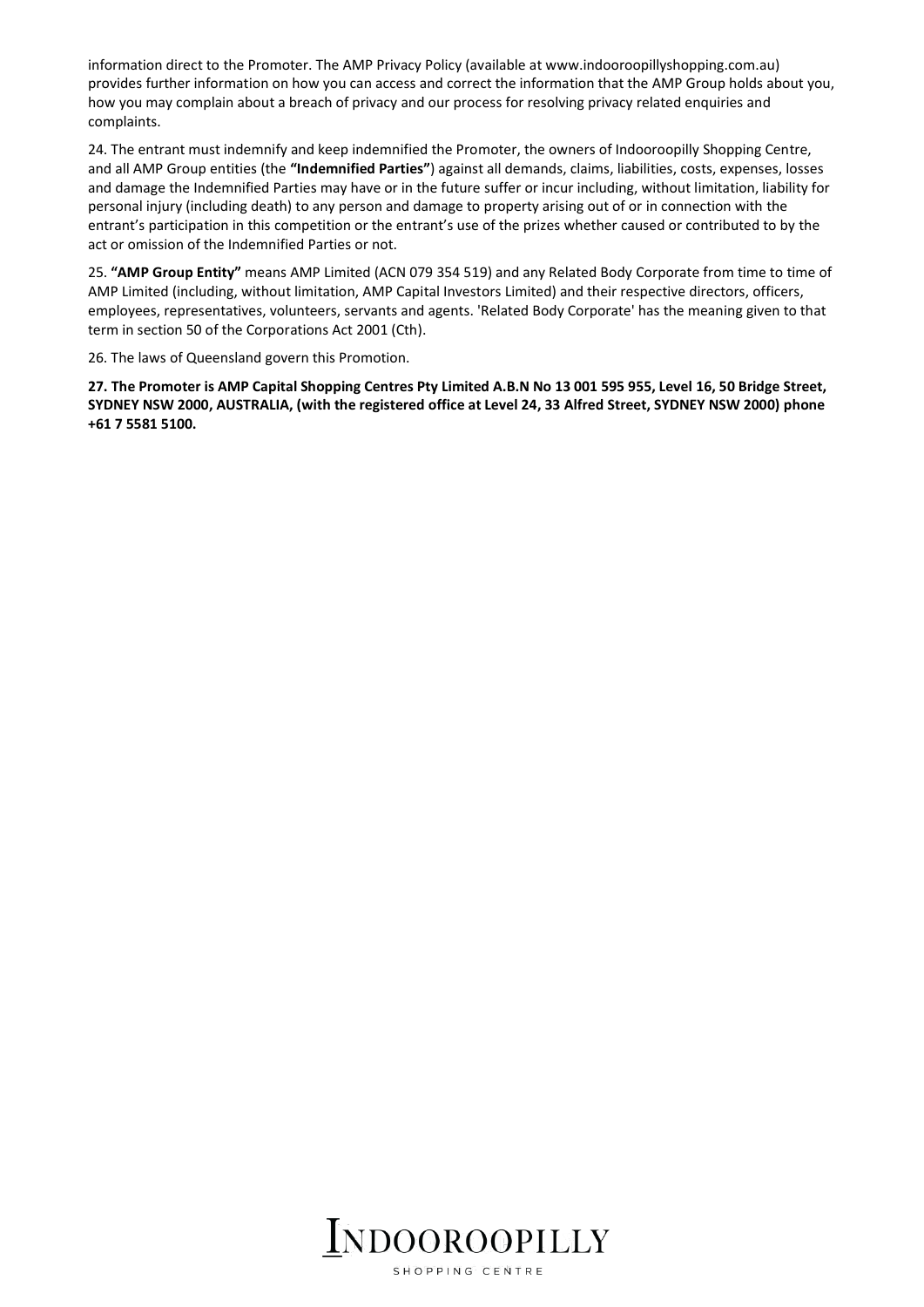information direct to the Promoter. The AMP Privacy Policy (available at www.indooroopillyshopping.com.au) provides further information on how you can access and correct the information that the AMP Group holds about you, how you may complain about a breach of privacy and our process for resolving privacy related enquiries and complaints.

24. The entrant must indemnify and keep indemnified the Promoter, the owners of Indooroopilly Shopping Centre, and all AMP Group entities (the **"Indemnified Parties"**) against all demands, claims, liabilities, costs, expenses, losses and damage the Indemnified Parties may have or in the future suffer or incur including, without limitation, liability for personal injury (including death) to any person and damage to property arising out of or in connection with the entrant's participation in this competition or the entrant's use of the prizes whether caused or contributed to by the act or omission of the Indemnified Parties or not.

25. **"AMP Group Entity"** means AMP Limited (ACN 079 354 519) and any Related Body Corporate from time to time of AMP Limited (including, without limitation, AMP Capital Investors Limited) and their respective directors, officers, employees, representatives, volunteers, servants and agents. 'Related Body Corporate' has the meaning given to that term in section 50 of the Corporations Act 2001 (Cth).

26. The laws of Queensland govern this Promotion.

**27. The Promoter is AMP Capital Shopping Centres Pty Limited A.B.N No 13 001 595 955, Level 16, 50 Bridge Street, SYDNEY NSW 2000, AUSTRALIA, (with the registered office at Level 24, 33 Alfred Street, SYDNEY NSW 2000) phone +61 7 5581 5100.**

INDOOROOPILLY

SHOPPING CENTRE